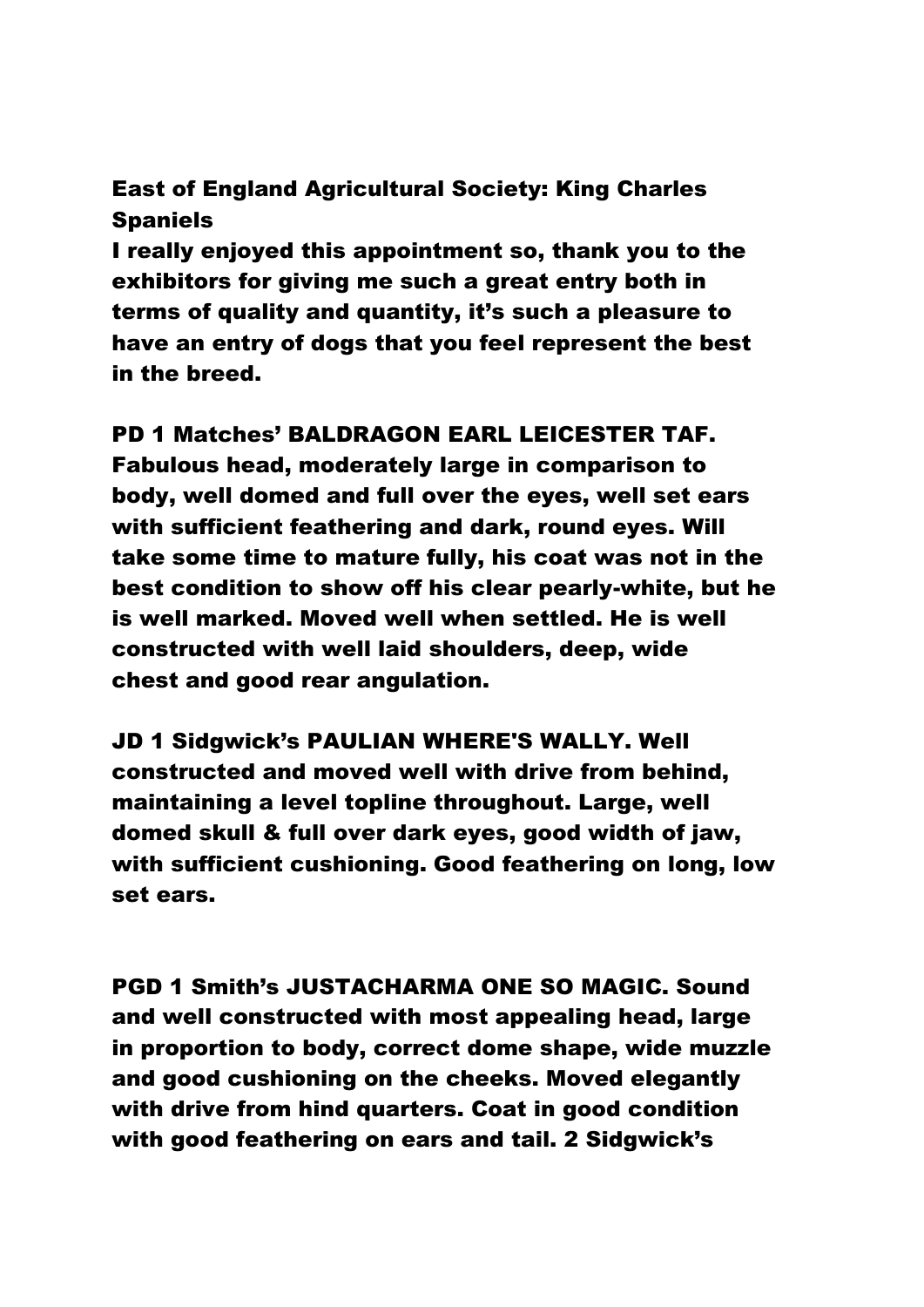## East of England Agricultural Society: King Charles Spaniels

**I really enjoyed this appointment so, thank you to the exhibitors for giving me such a great entry both in terms of quality and quantity, it's such a pleasure to have an entry of dogs that you feel represent the best in the breed.**

**PD 1 Matches' BALDRAGON EARL LEICESTER TAF. Fabulous head, moderately large in comparison to body, well domed and full over the eyes, well set ears with sufficient feathering and dark, round eyes. Will take some time to mature fully, his coat was not in the best condition to show off his clear pearly-white, but he is well marked. Moved well when settled. He is well constructed with well laid shoulders, deep, wide chest and good rear angulation.**

**JD 1 Sidgwick's PAULIAN WHERE'S WALLY. Well constructed and moved well with drive from behind, maintaining a level topline throughout. Large, well domed skull & full over dark eyes, good width of jaw, with sufficient cushioning. Good feathering on long, low set ears.**

**PGD 1 Smith's JUSTACHARMA ONE SO MAGIC. Sound and well constructed with most appealing head, large in proportion to body, correct dome shape, wide muzzle and good cushioning on the cheeks. Moved elegantly with drive from hind quarters. Coat in good condition with good feathering on ears and tail. 2 Sidgwick's**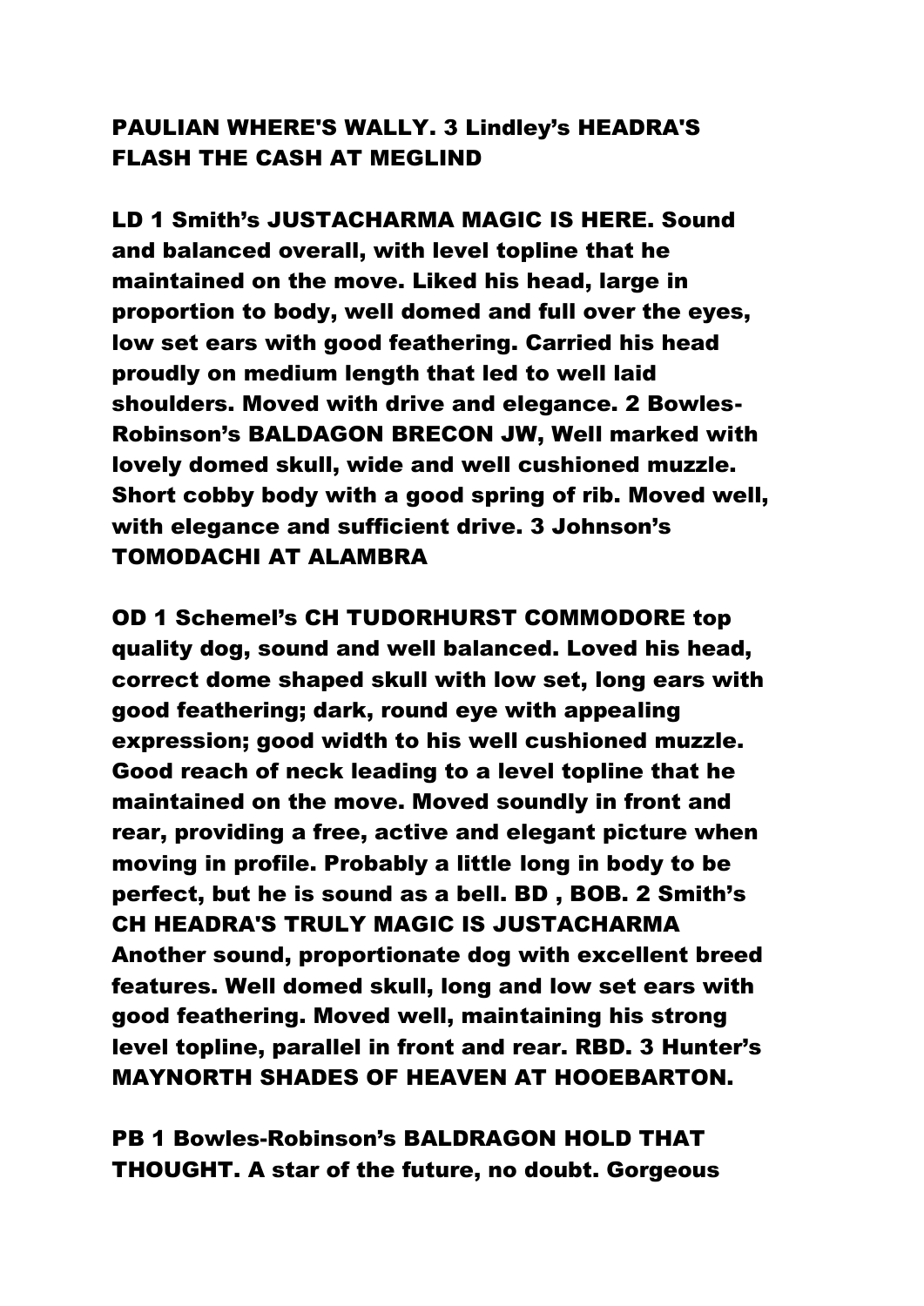**PAULIAN WHERE'S WALLY. 3 Lindley's HEADRA'S FLASH THE CASH AT MEGLIND**

**LD 1 Smith's JUSTACHARMA MAGIC IS HERE. Sound and balanced overall, with level topline that he maintained on the move. Liked his head, large in proportion to body, well domed and full over the eyes, low set ears with good feathering. Carried his head proudly on medium length that led to well laid shoulders. Moved with drive and elegance. 2 Bowles-Robinson's BALDAGON BRECON JW, Well marked with lovely domed skull, wide and well cushioned muzzle. Short cobby body with a good spring of rib. Moved well, with elegance and sufficient drive. 3 Johnson's TOMODACHI AT ALAMBRA**

**OD 1 Schemel's CH TUDORHURST COMMODORE top quality dog, sound and well balanced. Loved his head, correct dome shaped skull with low set, long ears with good feathering; dark, round eye with appealing expression; good width to his well cushioned muzzle. Good reach of neck leading to a level topline that he maintained on the move. Moved soundly in front and rear, providing a free, active and elegant picture when moving in profile. Probably a little long in body to be perfect, but he is sound as a bell. BD , BOB. 2 Smith's CH HEADRA'S TRULY MAGIC IS JUSTACHARMA Another sound, proportionate dog with excellent breed features. Well domed skull, long and low set ears with good feathering. Moved well, maintaining his strong level topline, parallel in front and rear. RBD. 3 Hunter's MAYNORTH SHADES OF HEAVEN AT HOOEBARTON.**

**PB 1 Bowles-Robinson's BALDRAGON HOLD THAT THOUGHT. A star of the future, no doubt. Gorgeous**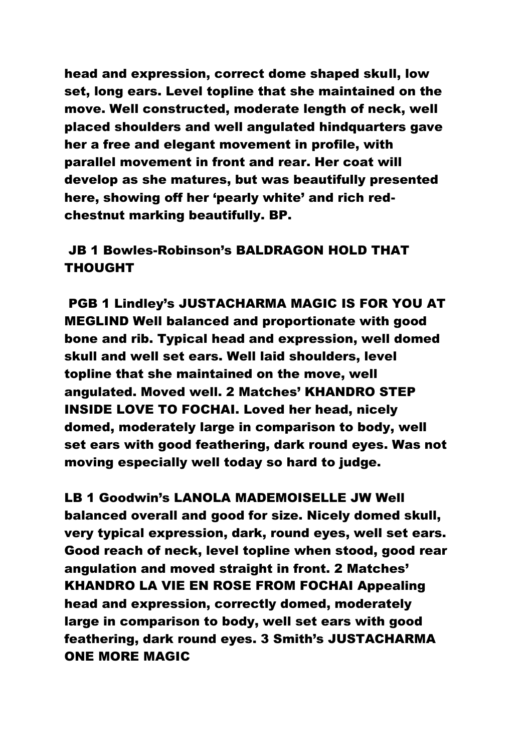**head and expression, correct dome shaped skull, low set, long ears. Level topline that she maintained on the move. Well constructed, moderate length of neck, well placed shoulders and well angulated hindquarters gave her a free and elegant movement in profile, with parallel movement in front and rear. Her coat will develop as she matures, but was beautifully presented here, showing off her 'pearly white' and rich red-chestnut marking beautifully. BP.**

**JB 1 Bowles-Robinson's BALDRAGON HOLD THAT THOUGHT**

**PGB 1 Lindley's JUSTACHARMA MAGIC IS FOR YOU AT MEGLIND Well balanced and proportionate with good bone and rib. Typical head and expression, well domed skull and well set ears. Well laid shoulders, level topline that she maintained on the move, well angulated. Moved well. 2 Matches' KHANDRO STEP INSIDE LOVE TO FOCHAI. Loved her head, nicely domed, moderately large in comparison to body, well set ears with good feathering, dark round eyes. Was not moving especially well today so hard to judge.**

**LB 1 Goodwin's LANOLA MADEMOISELLE JW Well balanced overall and good for size. Nicely domed skull, very typical expression, dark, round eyes, well set ears. Good reach of neck, level topline when stood, good rear angulation and moved straight in front. 2 Matches' KHANDRO LA VIE EN ROSE FROM FOCHAI Appealing head and expression, correctly domed, moderately large in comparison to body, well set ears with good feathering, dark round eyes. 3 Smith's JUSTACHARMA ONE MORE MAGIC**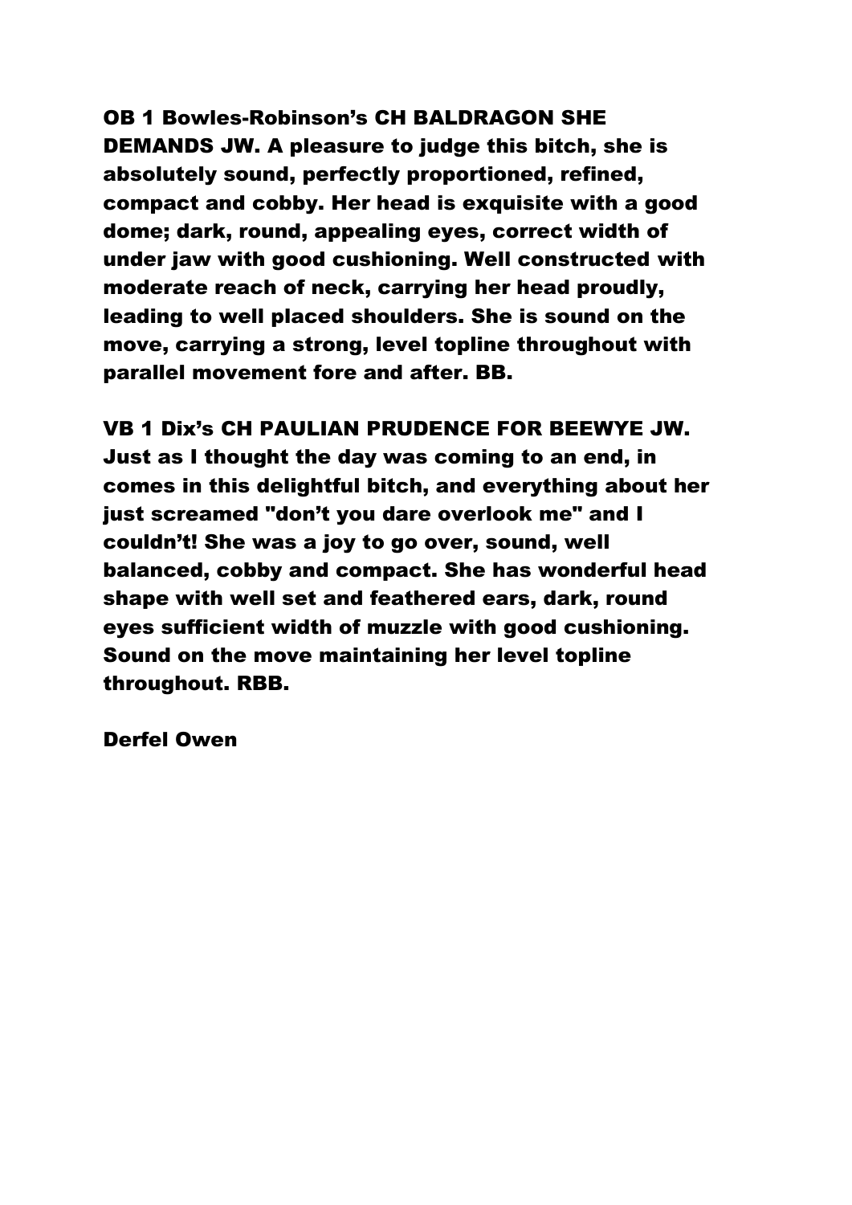**OB 1 Bowles-Robinson's CH BALDRAGON SHE DEMANDS JW. A pleasure to judge this bitch, she is absolutely sound, perfectly proportioned, refined, compact and cobby. Her head is exquisite with a good dome; dark, round, appealing eyes, correct width of under jaw with good cushioning. Well constructed with moderate reach of neck, carrying her head proudly, leading to well placed shoulders. She is sound on the move, carrying a strong, level topline throughout with parallel movement fore and after. BB.**

**VB 1 Dix's CH PAULIAN PRUDENCE FOR BEEWYE JW. Just as I thought the day was coming to an end, in comes in this delightful bitch, and everything about her just screamed "don't you dare overlook me" and I couldn't! She was a joy to go over, sound, well balanced, cobby and compact. She has wonderful head shape with well set and feathered ears, dark, round eyes sufficient width of muzzle with good cushioning. Sound on the move maintaining her level topline throughout. RBB.**

**Derfel Owen**